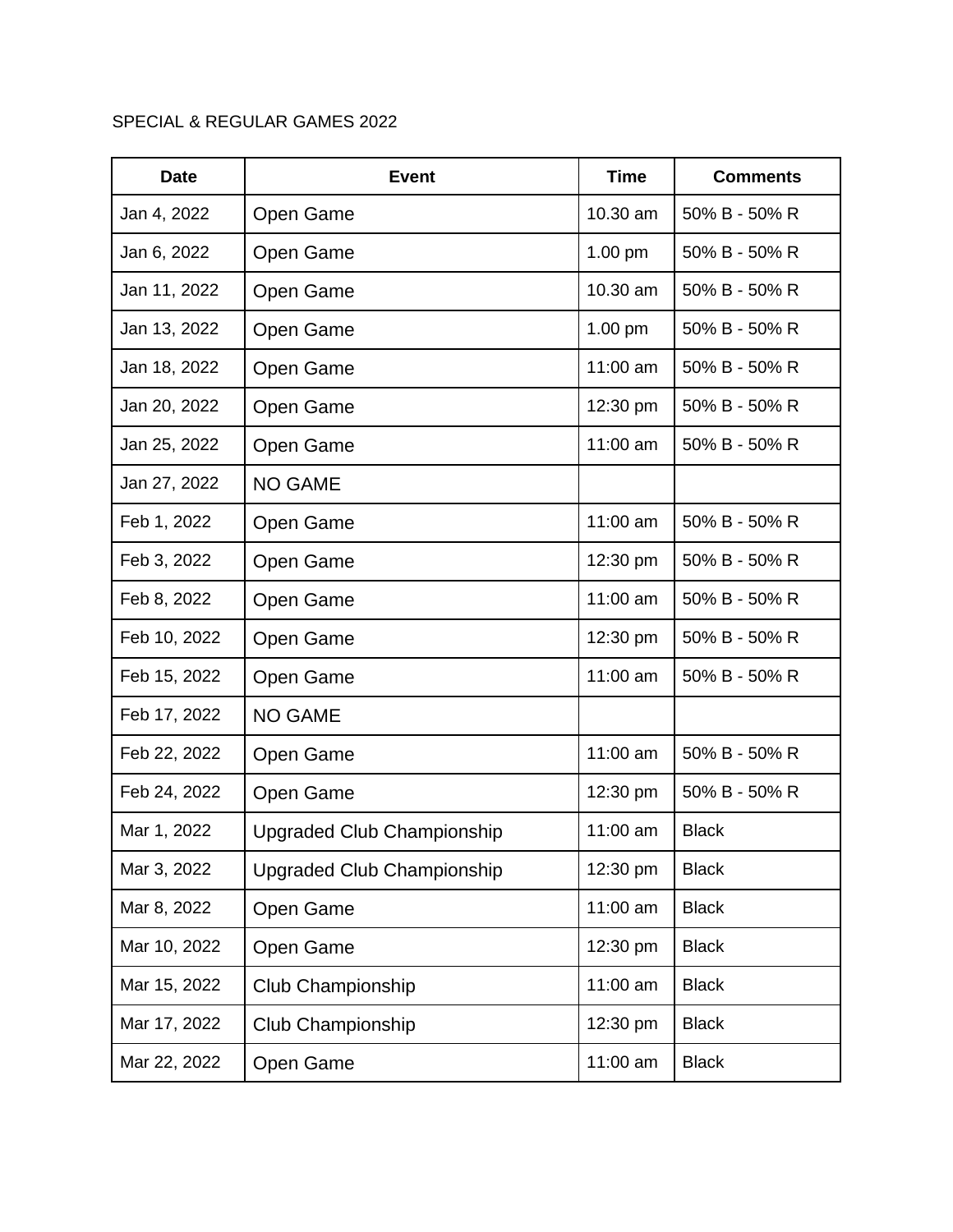SPECIAL & REGULAR GAMES 2022

| Date | Event | Time | Comments |
|---|---|---|---|
| Jan 4, 2022 | Open Game | 10.30 am | 50% B - 50% R |
| Jan 6, 2022 | Open Game | 1.00 pm | 50% B - 50% R |
| Jan 11, 2022 | Open Game | 10.30 am | 50% B - 50% R |
| Jan 13, 2022 | Open Game | 1.00 pm | 50% B - 50% R |
| Jan 18, 2022 | Open Game | 11:00 am | 50% B - 50% R |
| Jan 20, 2022 | Open Game | 12:30 pm | 50% B - 50% R |
| Jan 25, 2022 | Open Game | 11:00 am | 50% B - 50% R |
| Jan 27, 2022 | NO GAME | | |
| Feb 1, 2022 | Open Game | 11:00 am | 50% B - 50% R |
| Feb 3, 2022 | Open Game | 12:30 pm | 50% B - 50% R |
| Feb 8, 2022 | Open Game | 11:00 am | 50% B - 50% R |
| Feb 10, 2022 | Open Game | 12:30 pm | 50% B - 50% R |
| Feb 15, 2022 | Open Game | 11:00 am | 50% B - 50% R |
| Feb 17, 2022 | NO GAME | | |
| Feb 22, 2022 | Open Game | 11:00 am | 50% B - 50% R |
| Feb 24, 2022 | Open Game | 12:30 pm | 50% B - 50% R |
| Mar 1, 2022 | Upgraded Club Championship | 11:00 am | Black |
| Mar 3, 2022 | Upgraded Club Championship | 12:30 pm | Black |
| Mar 8, 2022 | Open Game | 11:00 am | Black |
| Mar 10, 2022 | Open Game | 12:30 pm | Black |
| Mar 15, 2022 | Club Championship | 11:00 am | Black |
| Mar 17, 2022 | Club Championship | 12:30 pm | Black |
| Mar 22, 2022 | Open Game | 11:00 am | Black |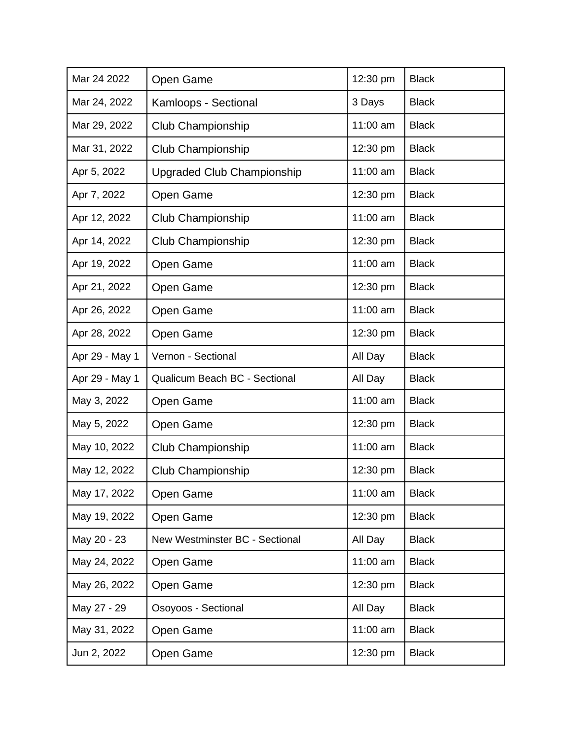| Mar 24 2022 | Open Game | 12:30 pm | Black |
|---|---|---|---|
| Mar 24, 2022 | Kamloops - Sectional | 3 Days | Black |
| Mar 29, 2022 | Club Championship | 11:00 am | Black |
| Mar 31, 2022 | Club Championship | 12:30 pm | Black |
| Apr 5, 2022 | Upgraded Club Championship | 11:00 am | Black |
| Apr 7, 2022 | Open Game | 12:30 pm | Black |
| Apr 12, 2022 | Club Championship | 11:00 am | Black |
| Apr 14, 2022 | Club Championship | 12:30 pm | Black |
| Apr 19, 2022 | Open Game | 11:00 am | Black |
| Apr 21, 2022 | Open Game | 12:30 pm | Black |
| Apr 26, 2022 | Open Game | 11:00 am | Black |
| Apr 28, 2022 | Open Game | 12:30 pm | Black |
| Apr 29 - May 1 | Vernon - Sectional | All Day | Black |
| Apr 29 - May 1 | Qualicum Beach BC - Sectional | All Day | Black |
| May 3, 2022 | Open Game | 11:00 am | Black |
| May 5, 2022 | Open Game | 12:30 pm | Black |
| May 10, 2022 | Club Championship | 11:00 am | Black |
| May 12, 2022 | Club Championship | 12:30 pm | Black |
| May 17, 2022 | Open Game | 11:00 am | Black |
| May 19, 2022 | Open Game | 12:30 pm | Black |
| May 20 - 23 | New Westminster BC - Sectional | All Day | Black |
| May 24, 2022 | Open Game | 11:00 am | Black |
| May 26, 2022 | Open Game | 12:30 pm | Black |
| May 27 - 29 | Osoyoos - Sectional | All Day | Black |
| May 31, 2022 | Open Game | 11:00 am | Black |
| Jun 2, 2022 | Open Game | 12:30 pm | Black |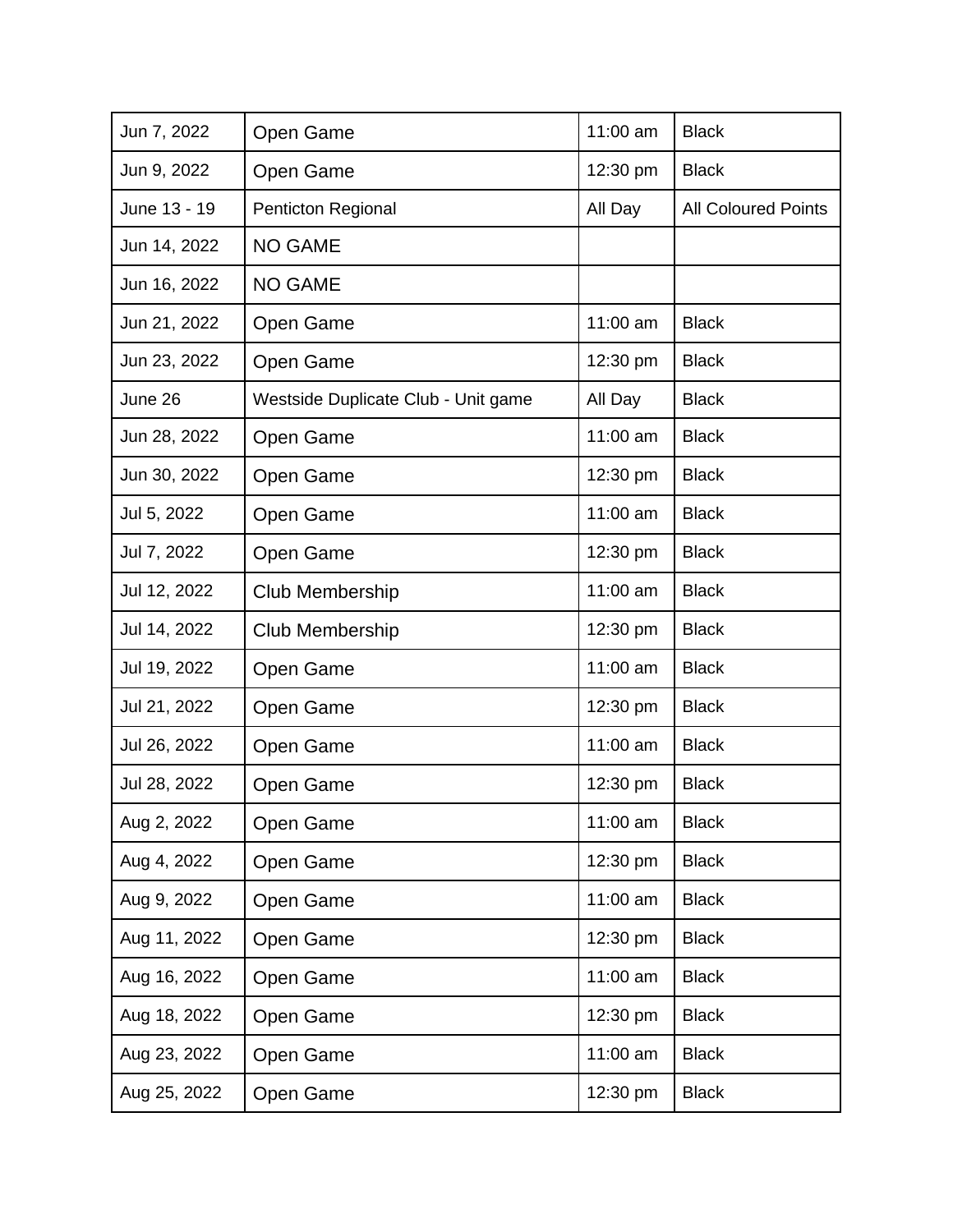| Jun 7, 2022 | Open Game | 11:00 am | Black |
|---|---|---|---|
| Jun 9, 2022 | Open Game | 12:30 pm | Black |
| June 13 - 19 | Penticton Regional | All Day | All Coloured Points |
| Jun 14, 2022 | NO GAME | | |
| Jun 16, 2022 | NO GAME | | |
| Jun 21, 2022 | Open Game | 11:00 am | Black |
| Jun 23, 2022 | Open Game | 12:30 pm | Black |
| June 26 | Westside Duplicate Club - Unit game | All Day | Black |
| Jun 28, 2022 | Open Game | 11:00 am | Black |
| Jun 30, 2022 | Open Game | 12:30 pm | Black |
| Jul 5, 2022 | Open Game | 11:00 am | Black |
| Jul 7, 2022 | Open Game | 12:30 pm | Black |
| Jul 12, 2022 | Club Membership | 11:00 am | Black |
| Jul 14, 2022 | Club Membership | 12:30 pm | Black |
| Jul 19, 2022 | Open Game | 11:00 am | Black |
| Jul 21, 2022 | Open Game | 12:30 pm | Black |
| Jul 26, 2022 | Open Game | 11:00 am | Black |
| Jul 28, 2022 | Open Game | 12:30 pm | Black |
| Aug 2, 2022 | Open Game | 11:00 am | Black |
| Aug 4, 2022 | Open Game | 12:30 pm | Black |
| Aug 9, 2022 | Open Game | 11:00 am | Black |
| Aug 11, 2022 | Open Game | 12:30 pm | Black |
| Aug 16, 2022 | Open Game | 11:00 am | Black |
| Aug 18, 2022 | Open Game | 12:30 pm | Black |
| Aug 23, 2022 | Open Game | 11:00 am | Black |
| Aug 25, 2022 | Open Game | 12:30 pm | Black |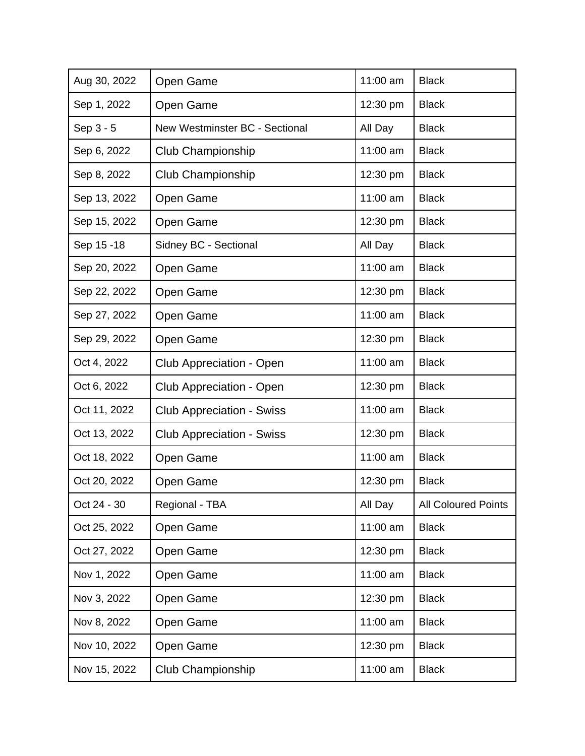| Aug 30, 2022 | Open Game | 11:00 am | Black |
|---|---|---|---|
| Sep 1, 2022 | Open Game | 12:30 pm | Black |
| Sep 3 - 5 | New Westminster BC - Sectional | All Day | Black |
| Sep 6, 2022 | Club Championship | 11:00 am | Black |
| Sep 8, 2022 | Club Championship | 12:30 pm | Black |
| Sep 13, 2022 | Open Game | 11:00 am | Black |
| Sep 15, 2022 | Open Game | 12:30 pm | Black |
| Sep 15 -18 | Sidney BC - Sectional | All Day | Black |
| Sep 20, 2022 | Open Game | 11:00 am | Black |
| Sep 22, 2022 | Open Game | 12:30 pm | Black |
| Sep 27, 2022 | Open Game | 11:00 am | Black |
| Sep 29, 2022 | Open Game | 12:30 pm | Black |
| Oct 4, 2022 | Club Appreciation - Open | 11:00 am | Black |
| Oct 6, 2022 | Club Appreciation - Open | 12:30 pm | Black |
| Oct 11, 2022 | Club Appreciation - Swiss | 11:00 am | Black |
| Oct 13, 2022 | Club Appreciation - Swiss | 12:30 pm | Black |
| Oct 18, 2022 | Open Game | 11:00 am | Black |
| Oct 20, 2022 | Open Game | 12:30 pm | Black |
| Oct 24 - 30 | Regional - TBA | All Day | All Coloured Points |
| Oct 25, 2022 | Open Game | 11:00 am | Black |
| Oct 27, 2022 | Open Game | 12:30 pm | Black |
| Nov 1, 2022 | Open Game | 11:00 am | Black |
| Nov 3, 2022 | Open Game | 12:30 pm | Black |
| Nov 8, 2022 | Open Game | 11:00 am | Black |
| Nov 10, 2022 | Open Game | 12:30 pm | Black |
| Nov 15, 2022 | Club Championship | 11:00 am | Black |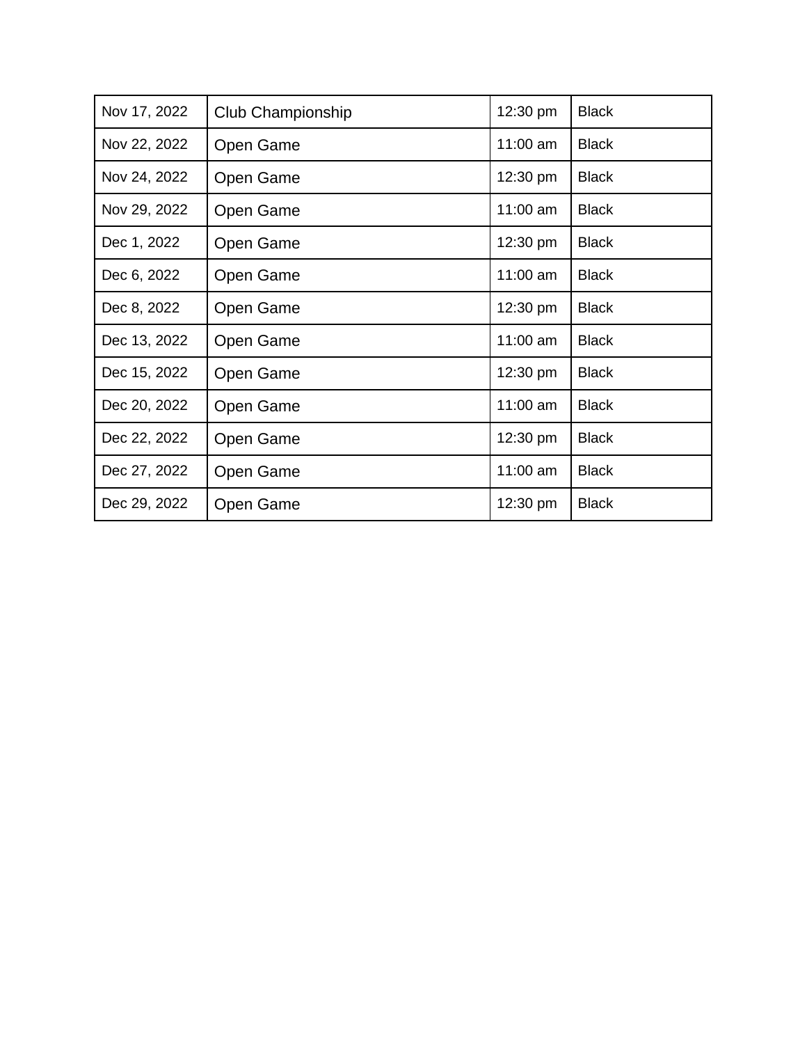| | | | |
|---|---|---|---|
| Nov 17, 2022 | Club Championship | 12:30 pm | Black |
| Nov 22, 2022 | Open Game | 11:00 am | Black |
| Nov 24, 2022 | Open Game | 12:30 pm | Black |
| Nov 29, 2022 | Open Game | 11:00 am | Black |
| Dec 1, 2022 | Open Game | 12:30 pm | Black |
| Dec 6, 2022 | Open Game | 11:00 am | Black |
| Dec 8, 2022 | Open Game | 12:30 pm | Black |
| Dec 13, 2022 | Open Game | 11:00 am | Black |
| Dec 15, 2022 | Open Game | 12:30 pm | Black |
| Dec 20, 2022 | Open Game | 11:00 am | Black |
| Dec 22, 2022 | Open Game | 12:30 pm | Black |
| Dec 27, 2022 | Open Game | 11:00 am | Black |
| Dec 29, 2022 | Open Game | 12:30 pm | Black |